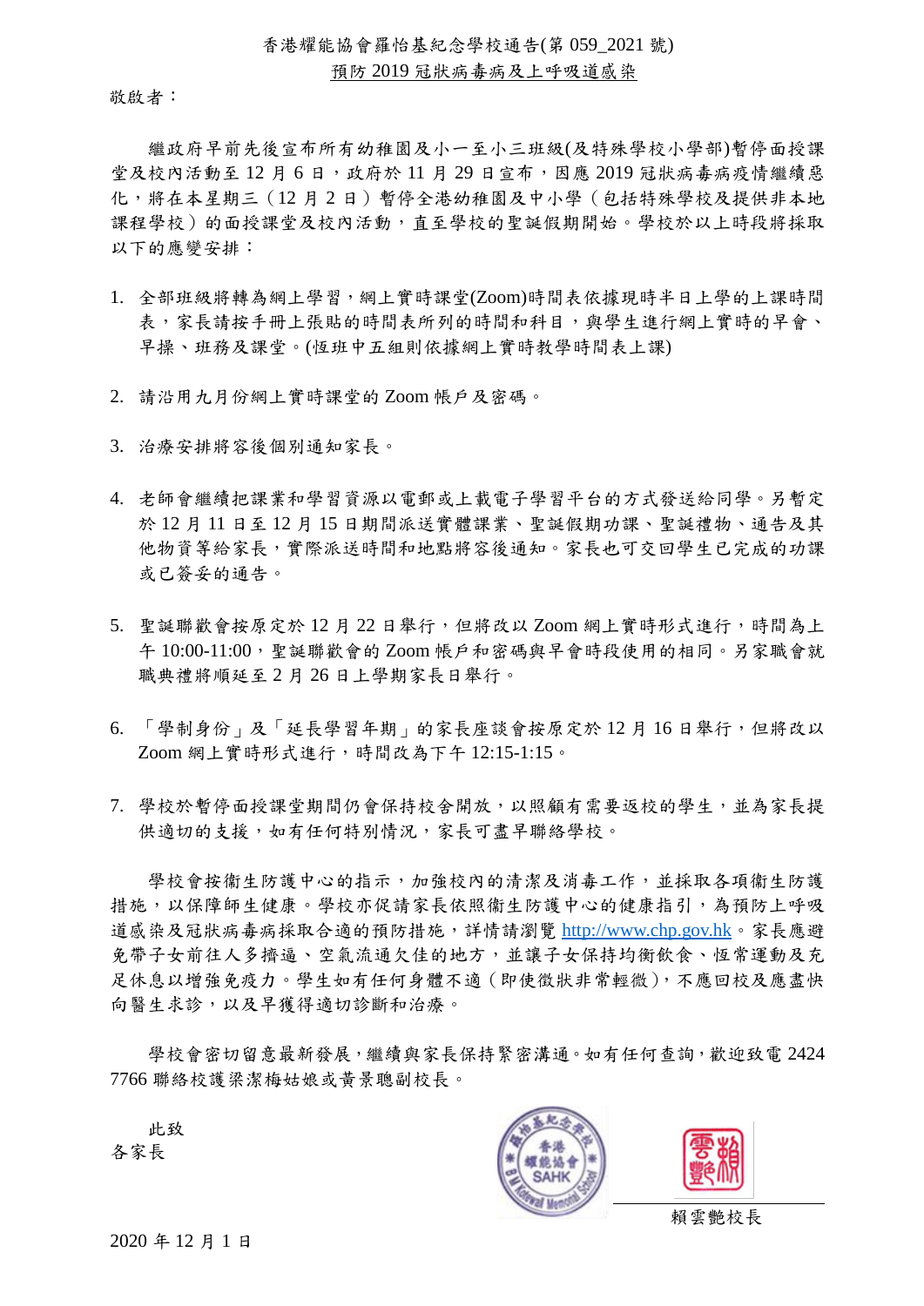香港耀能協會羅怡基紀念學校通告(第 059_2021 號)

預防 2019 冠狀病毒病及上呼吸道感染

敬啟者：

繼政府早前先後宣布所有幼稚園及小一至小三班級(及特殊學校小學部)暫停面授課堂及校內活動至 12 月 6 日，政府於 11 月 29 日宣布，因應 2019 冠狀病毒病疫情繼續惡化，將在本星期三（12 月 2 日）暫停全港幼稚園及中小學（包括特殊學校及提供非本地課程學校）的面授課堂及校內活動，直至學校的聖誕假期開始。學校於以上時段將採取以下的應變安排：

1. 全部班級將轉為網上學習，網上實時課堂(Zoom)時間表依據現時半日上學的上課時間表，家長請按手冊上張貼的時間表所列的時間和科目，與學生進行網上實時的早會、早操、班務及課堂。(恆班中五組則依據網上實時教學時間表上課)

2. 請沿用九月份網上實時課堂的 Zoom 帳戶及密碼。

3. 治療安排將容後個別通知家長。

4. 老師會繼續把課業和學習資源以電郵或上載電子學習平台的方式發送給同學。另暫定於 12 月 11 日至 12 月 15 日期間派送實體課業、聖誕假期功課、聖誕禮物、通告及其他物資等給家長，實際派送時間和地點將容後通知。家長也可交回學生已完成的功課或已簽妥的通告。

5. 聖誕聯歡會按原定於 12 月 22 日舉行，但將改以 Zoom 網上實時形式進行，時間為上午 10:00-11:00，聖誕聯歡會的 Zoom 帳戶和密碼與早會時段使用的相同。另家職會就職典禮將順延至 2 月 26 日上學期家長日舉行。

6. 「學制身份」及「延長學習年期」的家長座談會按原定於 12 月 16 日舉行，但將改以 Zoom 網上實時形式進行，時間改為下午 12:15-1:15。

7. 學校於暫停面授課堂期間仍會保持校舍開放，以照顧有需要返校的學生，並為家長提供適切的支援，如有任何特別情況，家長可盡早聯絡學校。

學校會按衞生防護中心的指示，加強校內的清潔及消毒工作，並採取各項衞生防護措施，以保障師生健康。學校亦促請家長依照衞生防護中心的健康指引，為預防上呼吸道感染及冠狀病毒病採取合適的預防措施，詳情請瀏覽 http://www.chp.gov.hk。家長應避免帶子女前往人多擠逼、空氣流通欠佳的地方，並讓子女保持均衡飲食、恆常運動及充足休息以增強免疫力。學生如有任何身體不適（即使徵狀非常輕微），不應回校及應盡快向醫生求診，以及早獲得適切診斷和治療。

學校會密切留意最新發展，繼續與家長保持緊密溝通。如有任何查詢，歡迎致電 2424 7766 聯絡校護梁潔梅姑娘或黃景聰副校長。

此致

各家長

賴雲艷校長

2020 年 12 月 1 日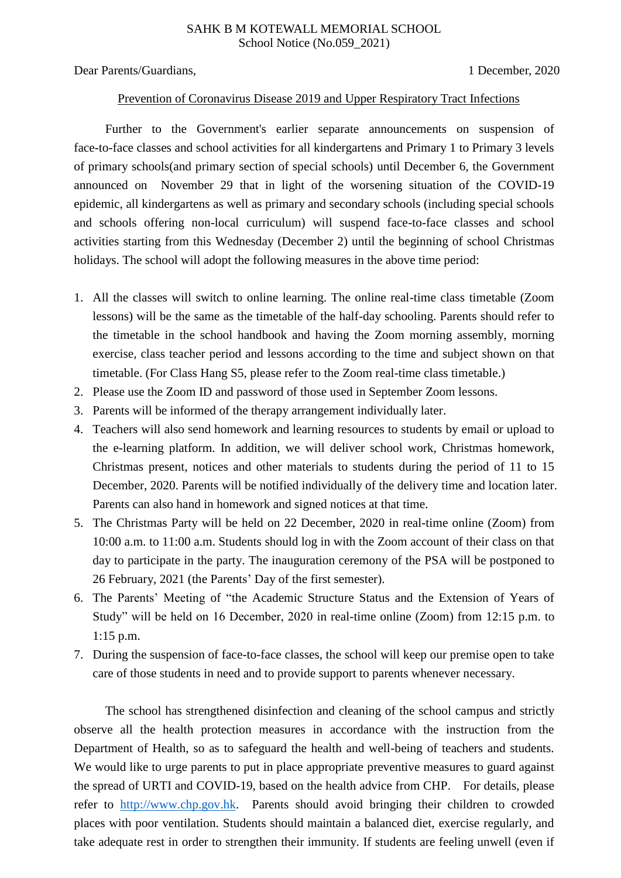SAHK B M KOTEWALL MEMORIAL SCHOOL
School Notice (No.059_2021)

Dear Parents/Guardians, 1 December, 2020

Prevention of Coronavirus Disease 2019 and Upper Respiratory Tract Infections

Further to the Government's earlier separate announcements on suspension of face-to-face classes and school activities for all kindergartens and Primary 1 to Primary 3 levels of primary schools(and primary section of special schools) until December 6, the Government announced on November 29 that in light of the worsening situation of the COVID-19 epidemic, all kindergartens as well as primary and secondary schools (including special schools and schools offering non-local curriculum) will suspend face-to-face classes and school activities starting from this Wednesday (December 2) until the beginning of school Christmas holidays. The school will adopt the following measures in the above time period:

1. All the classes will switch to online learning. The online real-time class timetable (Zoom lessons) will be the same as the timetable of the half-day schooling. Parents should refer to the timetable in the school handbook and having the Zoom morning assembly, morning exercise, class teacher period and lessons according to the time and subject shown on that timetable. (For Class Hang S5, please refer to the Zoom real-time class timetable.)
2. Please use the Zoom ID and password of those used in September Zoom lessons.
3. Parents will be informed of the therapy arrangement individually later.
4. Teachers will also send homework and learning resources to students by email or upload to the e-learning platform. In addition, we will deliver school work, Christmas homework, Christmas present, notices and other materials to students during the period of 11 to 15 December, 2020. Parents will be notified individually of the delivery time and location later. Parents can also hand in homework and signed notices at that time.
5. The Christmas Party will be held on 22 December, 2020 in real-time online (Zoom) from 10:00 a.m. to 11:00 a.m. Students should log in with the Zoom account of their class on that day to participate in the party. The inauguration ceremony of the PSA will be postponed to 26 February, 2021 (the Parents' Day of the first semester).
6. The Parents' Meeting of "the Academic Structure Status and the Extension of Years of Study" will be held on 16 December, 2020 in real-time online (Zoom) from 12:15 p.m. to 1:15 p.m.
7. During the suspension of face-to-face classes, the school will keep our premise open to take care of those students in need and to provide support to parents whenever necessary.

The school has strengthened disinfection and cleaning of the school campus and strictly observe all the health protection measures in accordance with the instruction from the Department of Health, so as to safeguard the health and well-being of teachers and students. We would like to urge parents to put in place appropriate preventive measures to guard against the spread of URTI and COVID-19, based on the health advice from CHP. For details, please refer to http://www.chp.gov.hk. Parents should avoid bringing their children to crowded places with poor ventilation. Students should maintain a balanced diet, exercise regularly, and take adequate rest in order to strengthen their immunity. If students are feeling unwell (even if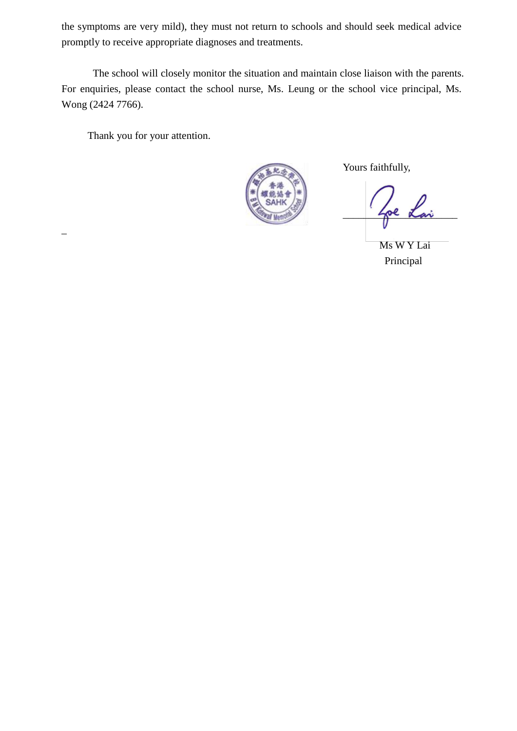the symptoms are very mild), they must not return to schools and should seek medical advice promptly to receive appropriate diagnoses and treatments.

The school will closely monitor the situation and maintain close liaison with the parents. For enquiries, please contact the school nurse, Ms. Leung or the school vice principal, Ms. Wong (2424 7766).

Thank you for your attention.

Yours faithfully,

Ms W Y Lai
Principal